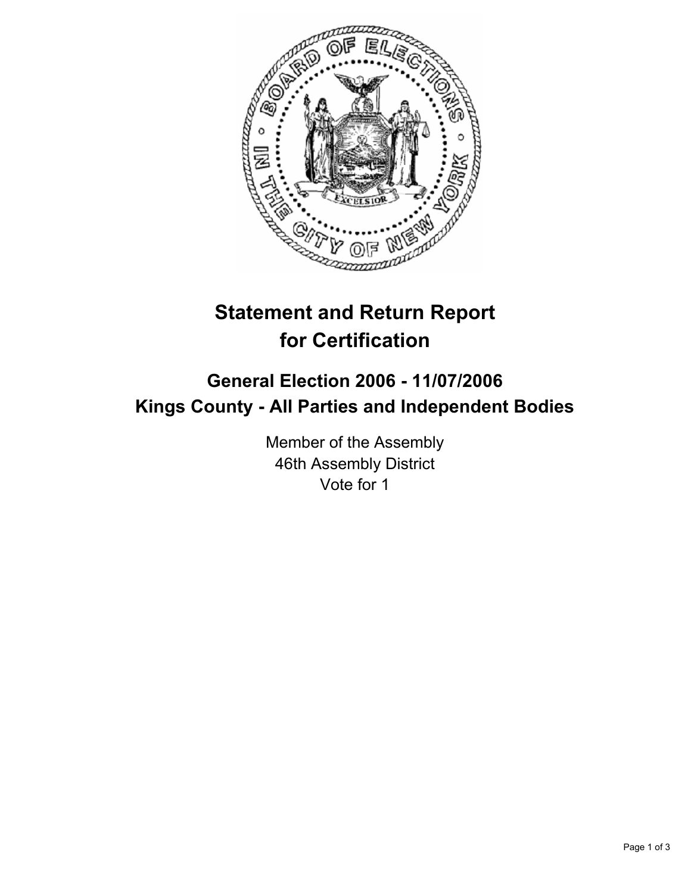# Statement and Return Report for Certification

## General Election 2006 - 11/07/2006
## Kings County - All Parties and Independent Bodies

Member of the Assembly
46th Assembly District
Vote for 1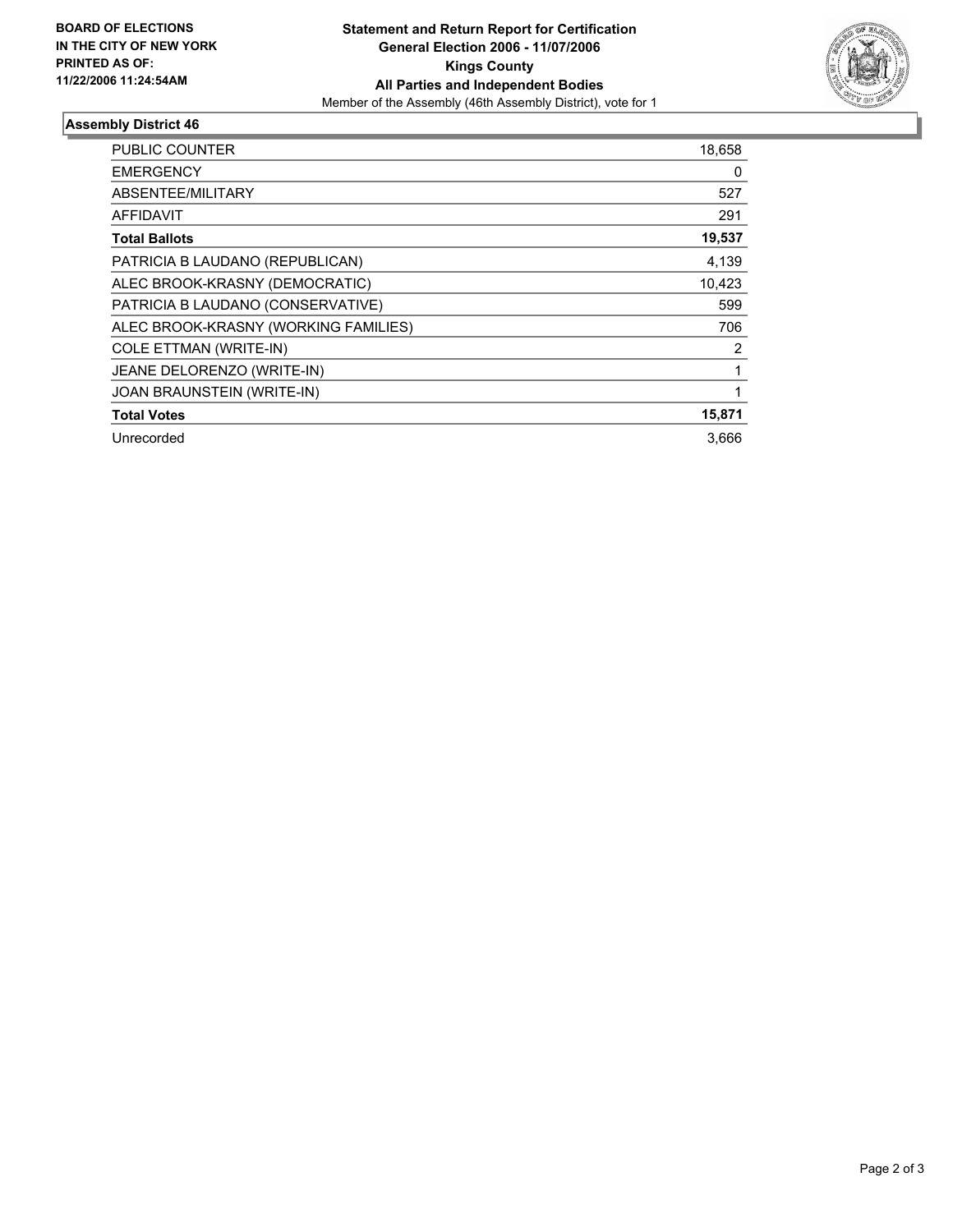**BOARD OF ELECTIONS IN THE CITY OF NEW YORK PRINTED AS OF: 11/22/2006 11:24:54AM**

# Statement and Return Report for Certification
## General Election 2006 - 11/07/2006
## Kings County
## All Parties and Independent Bodies

Member of the Assembly (46th Assembly District), vote for 1

### Assembly District 46

| | |
|---|---|
| PUBLIC COUNTER | 18,658 |
| EMERGENCY | 0 |
| ABSENTEE/MILITARY | 527 |
| AFFIDAVIT | 291 |
| **Total Ballots** | **19,537** |
| PATRICIA B LAUDANO (REPUBLICAN) | 4,139 |
| ALEC BROOK-KRASNY (DEMOCRATIC) | 10,423 |
| PATRICIA B LAUDANO (CONSERVATIVE) | 599 |
| ALEC BROOK-KRASNY (WORKING FAMILIES) | 706 |
| COLE ETTMAN (WRITE-IN) | 2 |
| JEANE DELORENZO (WRITE-IN) | 1 |
| JOAN BRAUNSTEIN (WRITE-IN) | 1 |
| **Total Votes** | **15,871** |
| Unrecorded | 3,666 |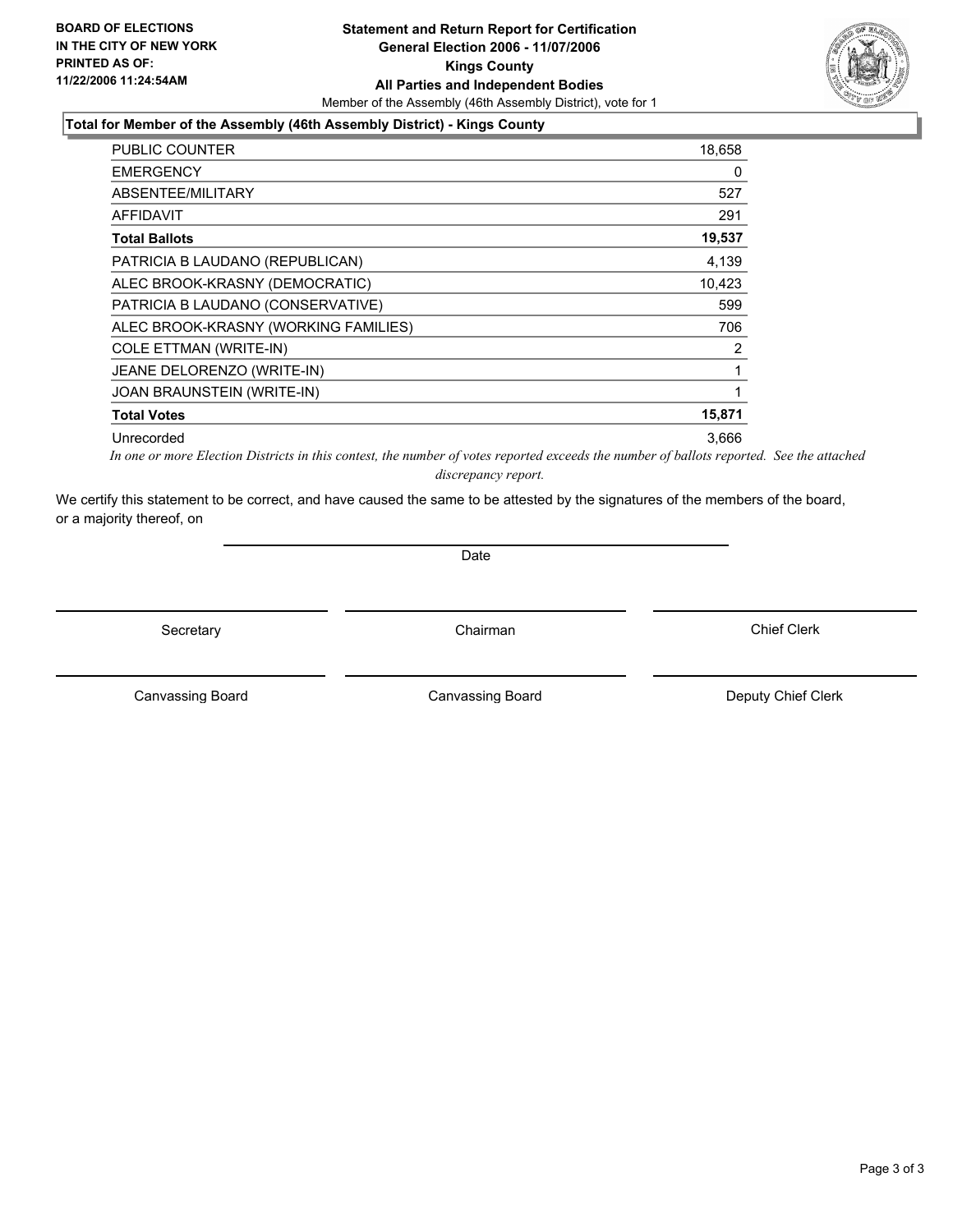**BOARD OF ELECTIONS IN THE CITY OF NEW YORK PRINTED AS OF: 11/22/2006 11:24:54AM**

# Statement and Return Report for Certification
## General Election 2006 - 11/07/2006
## Kings County
## All Parties and Independent Bodies

Member of the Assembly (46th Assembly District), vote for 1

### Total for Member of the Assembly (46th Assembly District) - Kings County

| | |
|---|---|
| PUBLIC COUNTER | 18,658 |
| EMERGENCY | 0 |
| ABSENTEE/MILITARY | 527 |
| AFFIDAVIT | 291 |
| **Total Ballots** | **19,537** |
| PATRICIA B LAUDANO (REPUBLICAN) | 4,139 |
| ALEC BROOK-KRASNY (DEMOCRATIC) | 10,423 |
| PATRICIA B LAUDANO (CONSERVATIVE) | 599 |
| ALEC BROOK-KRASNY (WORKING FAMILIES) | 706 |
| COLE ETTMAN (WRITE-IN) | 2 |
| JEANE DELORENZO (WRITE-IN) | 1 |
| JOAN BRAUNSTEIN (WRITE-IN) | 1 |
| **Total Votes** | **15,871** |
| Unrecorded | 3,666 |

*In one or more Election Districts in this contest, the number of votes reported exceeds the number of ballots reported. See the attached discrepancy report.*

We certify this statement to be correct, and have caused the same to be attested by the signatures of the members of the board, or a majority thereof, on

Date

Secretary

Chairman

Chief Clerk

Canvassing Board

Canvassing Board

Deputy Chief Clerk